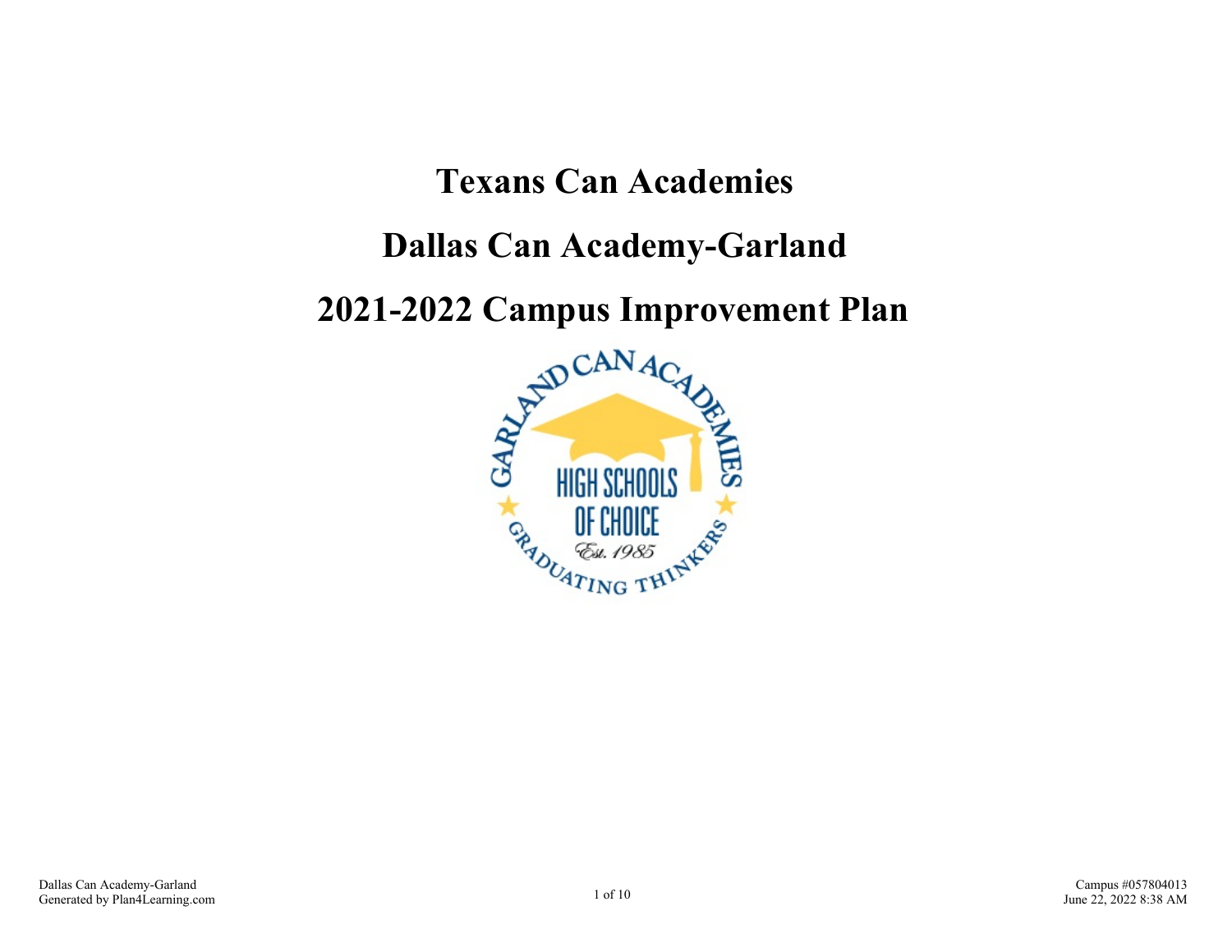# Texans Can Academies

# Dallas Can Academy-Garland

# 2021-2022 Campus Improvement Plan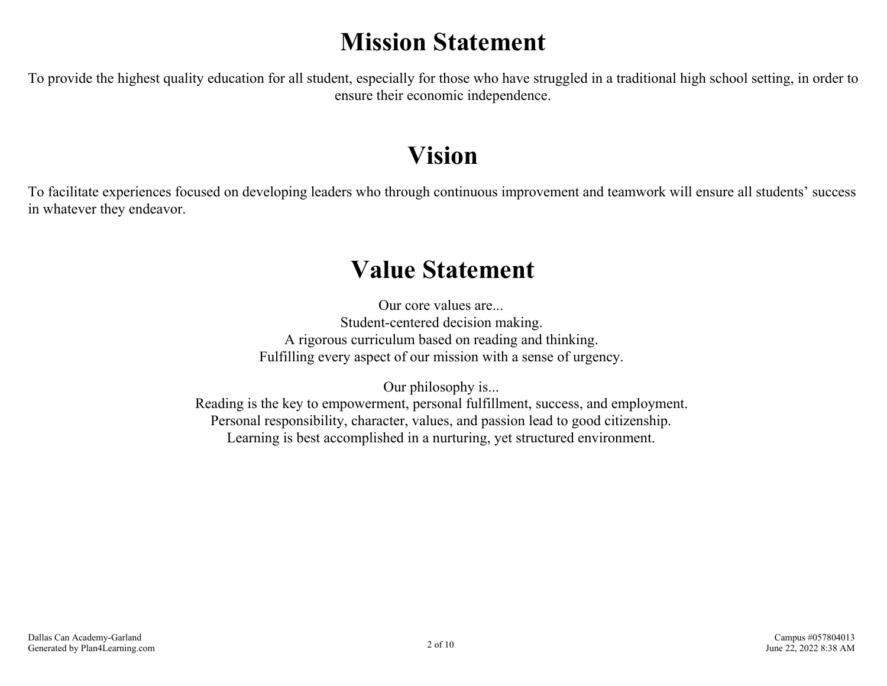# Mission Statement

To provide the highest quality education for all student, especially for those who have struggled in a traditional high school setting, in order to ensure their economic independence.

# Vision

To facilitate experiences focused on developing leaders who through continuous improvement and teamwork will ensure all students' success in whatever they endeavor.

# Value Statement

Our core values are...
Student-centered decision making.
A rigorous curriculum based on reading and thinking.
Fulfilling every aspect of our mission with a sense of urgency.

Our philosophy is...
Reading is the key to empowerment, personal fulfillment, success, and employment.
Personal responsibility, character, values, and passion lead to good citizenship.
Learning is best accomplished in a nurturing, yet structured environment.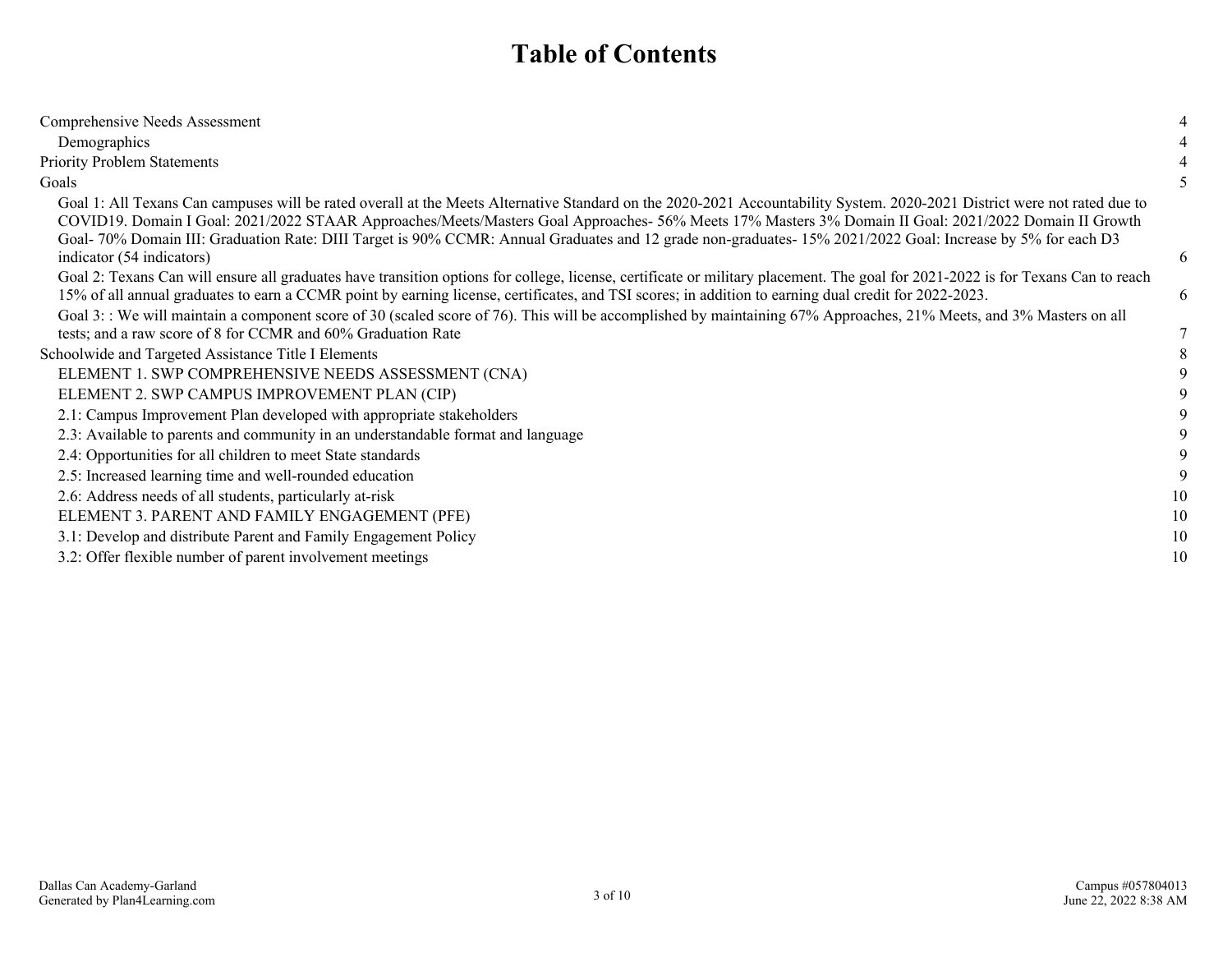# Table of Contents

| | |
|---|---|
| Comprehensive Needs Assessment | 4 |
| Demographics | 4 |
| Priority Problem Statements | 4 |
| Goals | 5 |
| Goal 1: All Texans Can campuses will be rated overall at the Meets Alternative Standard on the 2020-2021 Accountability System. 2020-2021 District were not rated due to COVID19. Domain I Goal: 2021/2022 STAAR Approaches/Meets/Masters Goal Approaches- 56% Meets 17% Masters 3% Domain II Goal: 2021/2022 Domain II Growth Goal- 70% Domain III: Graduation Rate: DIII Target is 90% CCMR: Annual Graduates and 12 grade non-graduates- 15% 2021/2022 Goal: Increase by 5% for each D3 indicator (54 indicators) | 6 |
| Goal 2: Texans Can will ensure all graduates have transition options for college, license, certificate or military placement. The goal for 2021-2022 is for Texans Can to reach 15% of all annual graduates to earn a CCMR point by earning license, certificates, and TSI scores; in addition to earning dual credit for 2022-2023. | 6 |
| Goal 3: : We will maintain a component score of 30 (scaled score of 76). This will be accomplished by maintaining 67% Approaches, 21% Meets, and 3% Masters on all tests; and a raw score of 8 for CCMR and 60% Graduation Rate | 7 |
| Schoolwide and Targeted Assistance Title I Elements | 8 |
| ELEMENT 1. SWP COMPREHENSIVE NEEDS ASSESSMENT (CNA) | 9 |
| ELEMENT 2. SWP CAMPUS IMPROVEMENT PLAN (CIP) | 9 |
| 2.1: Campus Improvement Plan developed with appropriate stakeholders | 9 |
| 2.3: Available to parents and community in an understandable format and language | 9 |
| 2.4: Opportunities for all children to meet State standards | 9 |
| 2.5: Increased learning time and well-rounded education | 9 |
| 2.6: Address needs of all students, particularly at-risk | 10 |
| ELEMENT 3. PARENT AND FAMILY ENGAGEMENT (PFE) | 10 |
| 3.1: Develop and distribute Parent and Family Engagement Policy | 10 |
| 3.2: Offer flexible number of parent involvement meetings | 10 |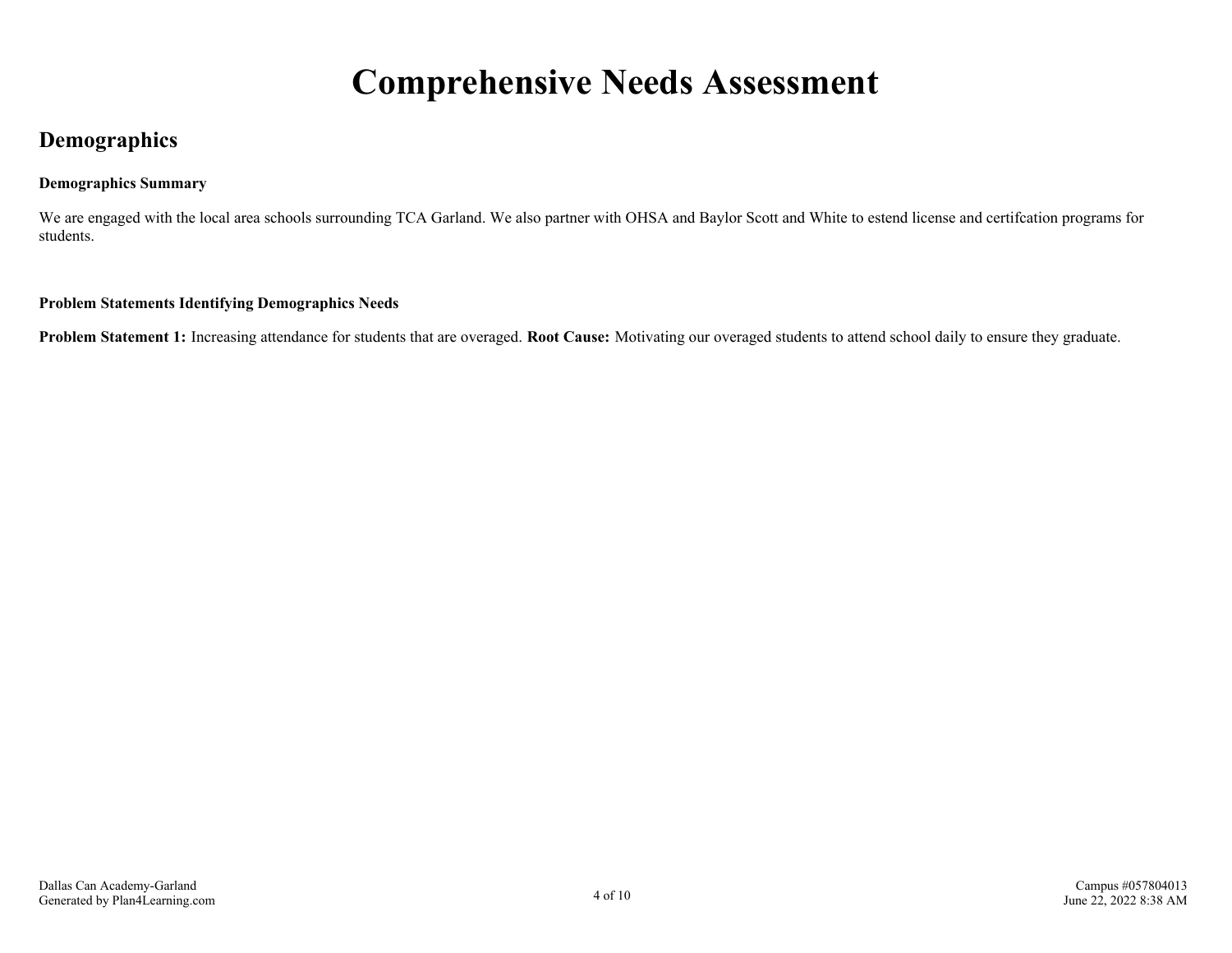# Comprehensive Needs Assessment

## Demographics

**Demographics Summary**

We are engaged with the local area schools surrounding TCA Garland. We also partner with OHSA and Baylor Scott and White to estend license and certifcation programs for students.

**Problem Statements Identifying Demographics Needs**

**Problem Statement 1:** Increasing attendance for students that are overaged. **Root Cause:** Motivating our overaged students to attend school daily to ensure they graduate.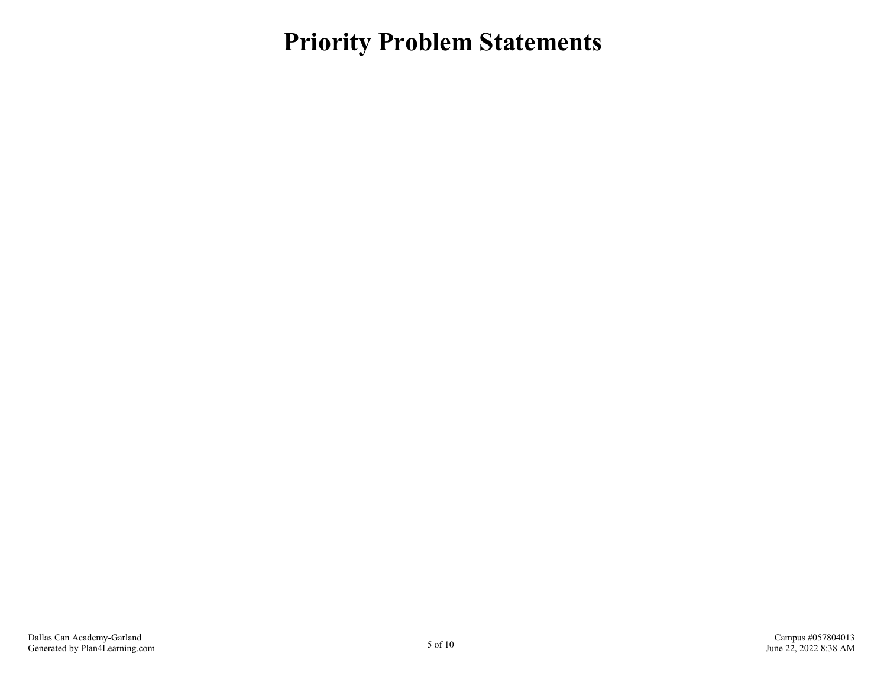# Priority Problem Statements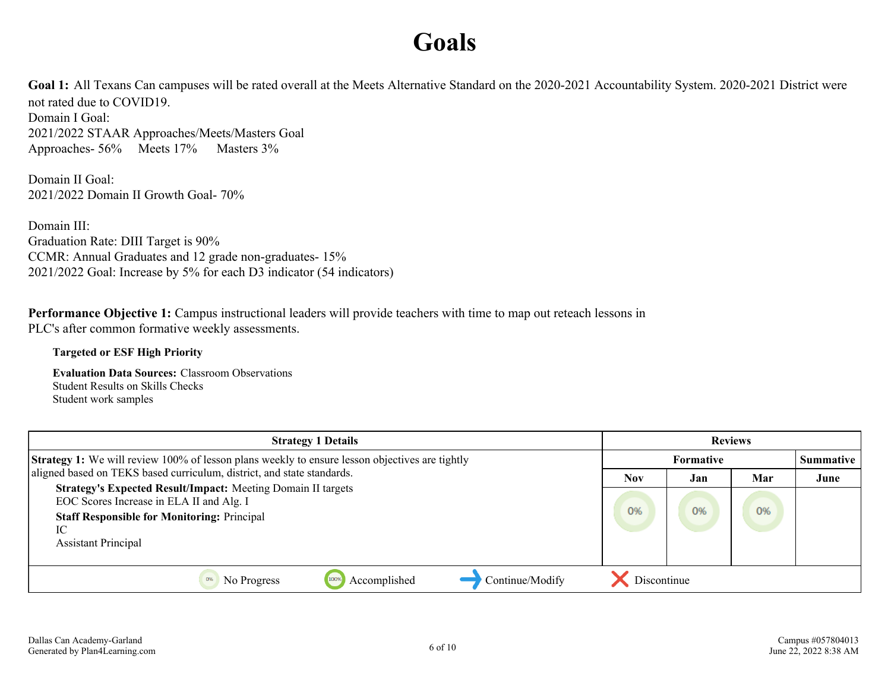# Goals

**Goal 1:** All Texans Can campuses will be rated overall at the Meets Alternative Standard on the 2020-2021 Accountability System. 2020-2021 District were not rated due to COVID19.
Domain I Goal:
2021/2022 STAAR Approaches/Meets/Masters Goal
Approaches- 56%  Meets 17%  Masters 3%

Domain II Goal:
2021/2022 Domain II Growth Goal- 70%

Domain III:
Graduation Rate: DIII Target is 90%
CCMR: Annual Graduates and 12 grade non-graduates- 15%
2021/2022 Goal: Increase by 5% for each D3 indicator (54 indicators)

**Performance Objective 1:** Campus instructional leaders will provide teachers with time to map out reteach lessons in PLC's after common formative weekly assessments.

**Targeted or ESF High Priority**

**Evaluation Data Sources:** Classroom Observations
Student Results on Skills Checks
Student work samples

| Strategy 1 Details | Reviews | | | |
|---|---|---|---|---|
| | Formative | | | Summative |
| | Nov | Jan | Mar | June |
| **Strategy 1:** We will review 100% of lesson plans weekly to ensure lesson objectives are tightly aligned based on TEKS based curriculum, district, and state standards.<br>**Strategy's Expected Result/Impact:** Meeting Domain II targets<br>EOC Scores Increase in ELA II and Alg. I<br>**Staff Responsible for Monitoring:** Principal<br>IC<br>Assistant Principal | 0% | 0% | 0% | |

0% No Progress  100% Accomplished  → Continue/Modify  ✕ Discontinue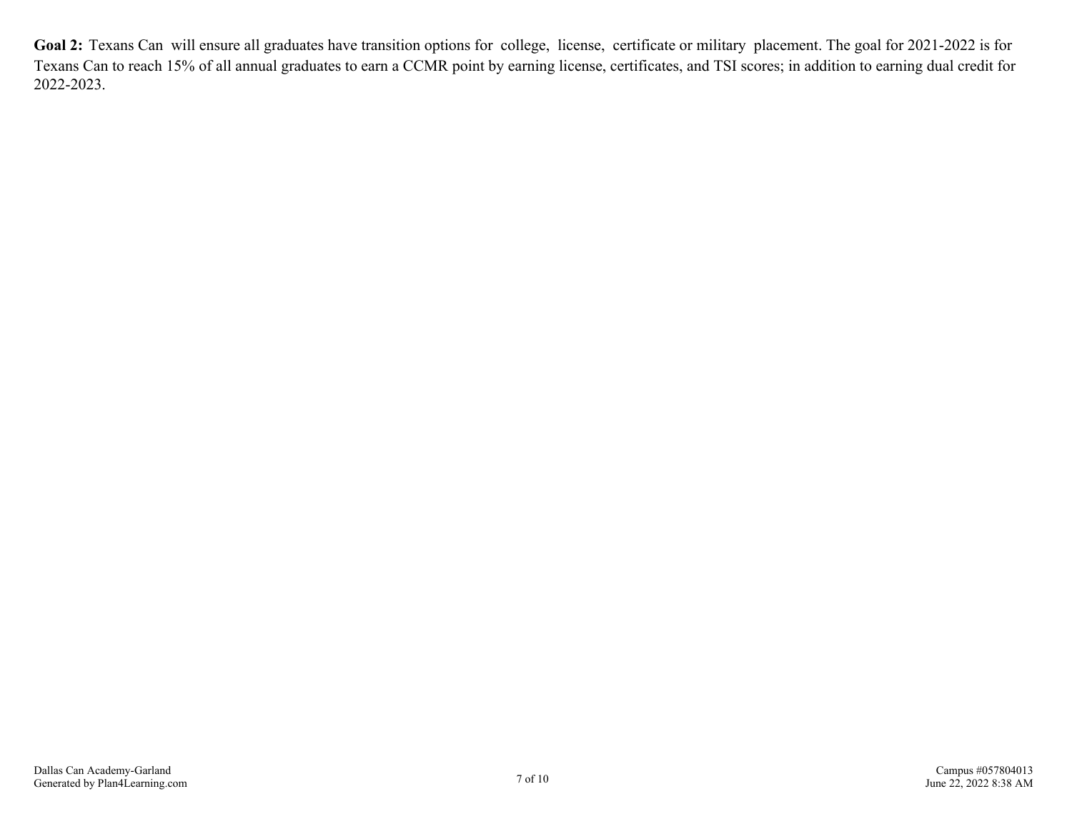**Goal 2:** Texans Can will ensure all graduates have transition options for college, license, certificate or military placement. The goal for 2021-2022 is for Texans Can to reach 15% of all annual graduates to earn a CCMR point by earning license, certificates, and TSI scores; in addition to earning dual credit for 2022-2023.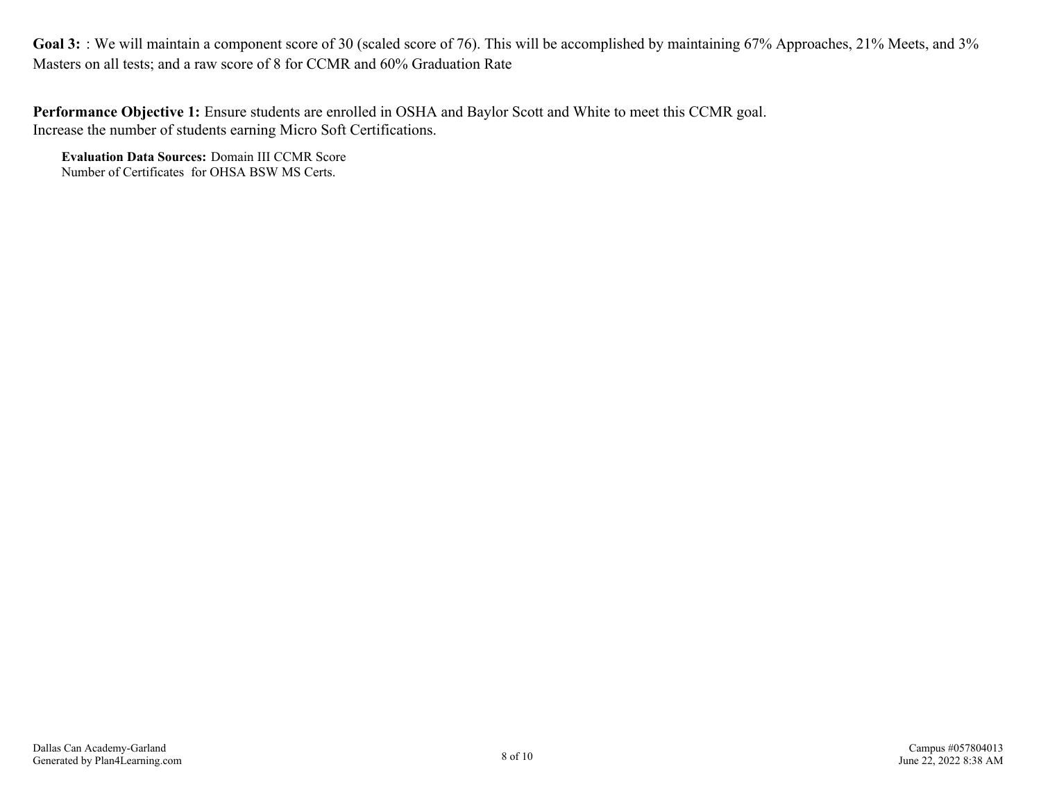**Goal 3:** : We will maintain a component score of 30 (scaled score of 76). This will be accomplished by maintaining 67% Approaches, 21% Meets, and 3% Masters on all tests; and a raw score of 8 for CCMR and 60% Graduation Rate

**Performance Objective 1:** Ensure students are enrolled in OSHA and Baylor Scott and White to meet this CCMR goal.
Increase the number of students earning Micro Soft Certifications.

**Evaluation Data Sources:** Domain III CCMR Score
Number of Certificates for OHSA BSW MS Certs.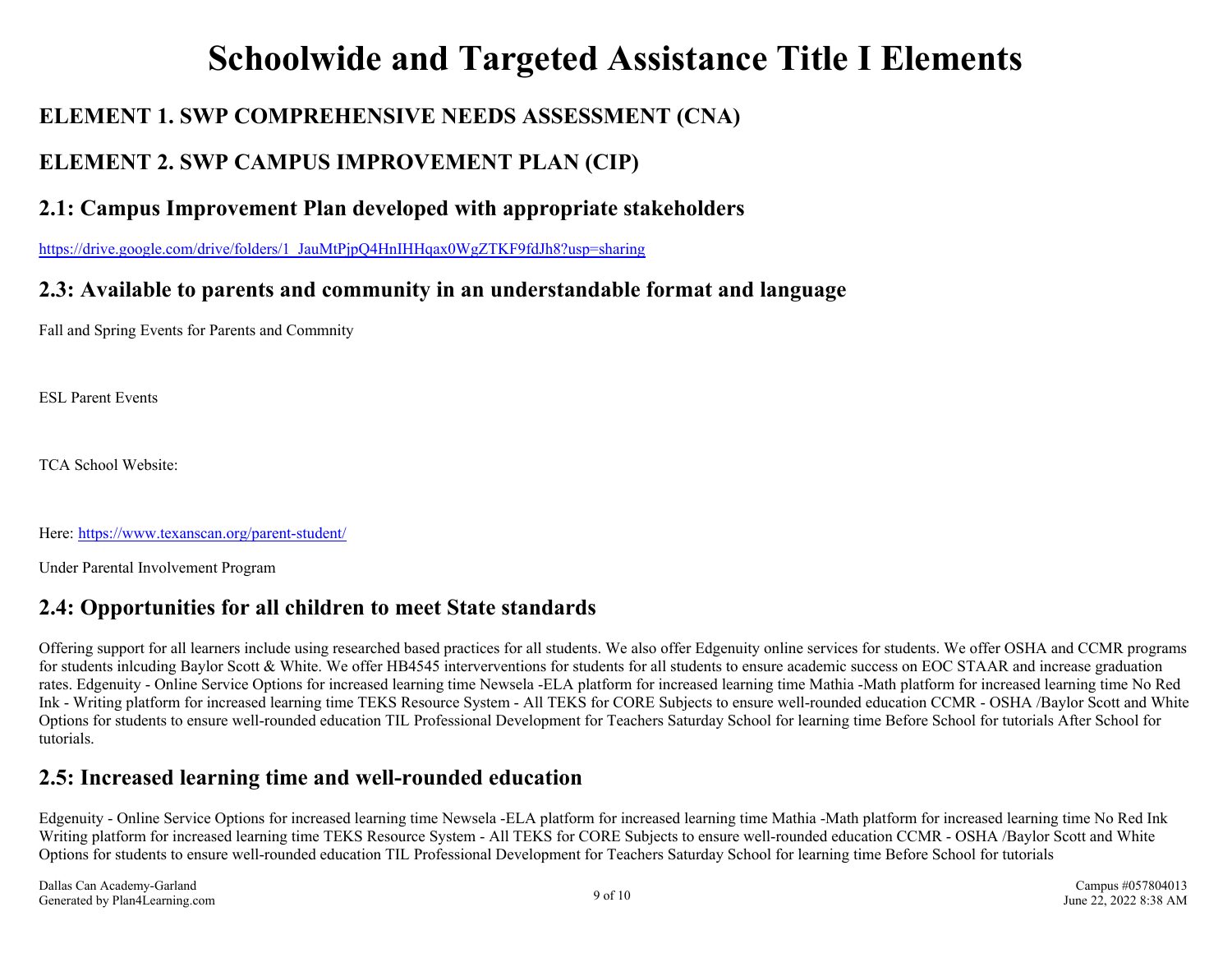# Schoolwide and Targeted Assistance Title I Elements

## ELEMENT 1. SWP COMPREHENSIVE NEEDS ASSESSMENT (CNA)

## ELEMENT 2. SWP CAMPUS IMPROVEMENT PLAN (CIP)

### 2.1: Campus Improvement Plan developed with appropriate stakeholders

https://drive.google.com/drive/folders/1_JauMtPjpQ4HnIHHqax0WgZTKF9fdJh8?usp=sharing

### 2.3: Available to parents and community in an understandable format and language

Fall and Spring Events for Parents and Commnity

ESL Parent Events

TCA School Website:

Here: https://www.texanscan.org/parent-student/

Under Parental Involvement Program

### 2.4: Opportunities for all children to meet State standards

Offering support for all learners include using researched based practices for all students. We also offer Edgenuity online services for students. We offer OSHA and CCMR programs for students inlcuding Baylor Scott & White. We offer HB4545 interverventions for students for all students to ensure academic success on EOC STAAR and increase graduation rates. Edgenuity - Online Service Options for increased learning time Newsela -ELA platform for increased learning time Mathia -Math platform for increased learning time No Red Ink - Writing platform for increased learning time TEKS Resource System - All TEKS for CORE Subjects to ensure well-rounded education CCMR - OSHA /Baylor Scott and White Options for students to ensure well-rounded education TIL Professional Development for Teachers Saturday School for learning time Before School for tutorials After School for tutorials.

### 2.5: Increased learning time and well-rounded education

Edgenuity - Online Service Options for increased learning time Newsela -ELA platform for increased learning time Mathia -Math platform for increased learning time No Red Ink Writing platform for increased learning time TEKS Resource System - All TEKS for CORE Subjects to ensure well-rounded education CCMR - OSHA /Baylor Scott and White Options for students to ensure well-rounded education TIL Professional Development for Teachers Saturday School for learning time Before School for tutorials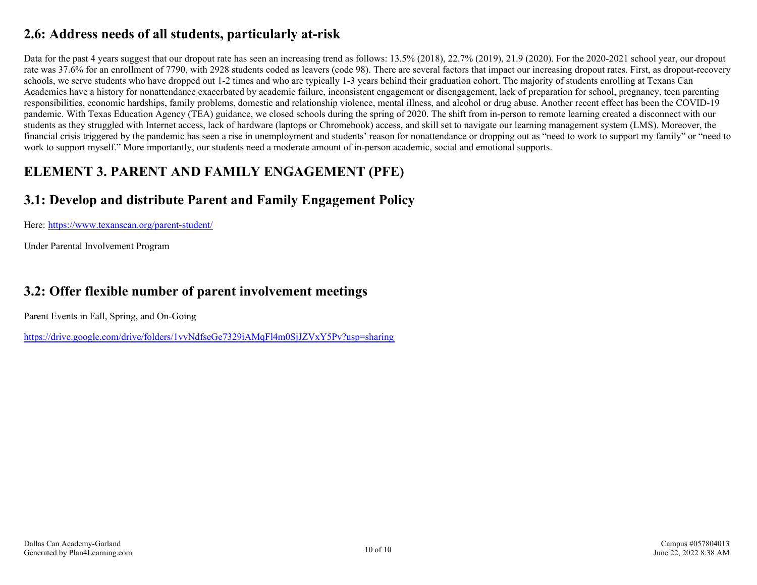## 2.6: Address needs of all students, particularly at-risk

Data for the past 4 years suggest that our dropout rate has seen an increasing trend as follows: 13.5% (2018), 22.7% (2019), 21.9 (2020). For the 2020-2021 school year, our dropout rate was 37.6% for an enrollment of 7790, with 2928 students coded as leavers (code 98). There are several factors that impact our increasing dropout rates. First, as dropout-recovery schools, we serve students who have dropped out 1-2 times and who are typically 1-3 years behind their graduation cohort. The majority of students enrolling at Texans Can Academies have a history for nonattendance exacerbated by academic failure, inconsistent engagement or disengagement, lack of preparation for school, pregnancy, teen parenting responsibilities, economic hardships, family problems, domestic and relationship violence, mental illness, and alcohol or drug abuse. Another recent effect has been the COVID-19 pandemic. With Texas Education Agency (TEA) guidance, we closed schools during the spring of 2020. The shift from in-person to remote learning created a disconnect with our students as they struggled with Internet access, lack of hardware (laptops or Chromebook) access, and skill set to navigate our learning management system (LMS). Moreover, the financial crisis triggered by the pandemic has seen a rise in unemployment and students' reason for nonattendance or dropping out as "need to work to support my family" or "need to work to support myself." More importantly, our students need a moderate amount of in-person academic, social and emotional supports.

# ELEMENT 3. PARENT AND FAMILY ENGAGEMENT (PFE)

## 3.1: Develop and distribute Parent and Family Engagement Policy

Here: https://www.texanscan.org/parent-student/

Under Parental Involvement Program

## 3.2: Offer flexible number of parent involvement meetings

Parent Events in Fall, Spring, and On-Going

https://drive.google.com/drive/folders/1vvNdfseGe7329iAMqFl4m0SjJZVxY5Pv?usp=sharing